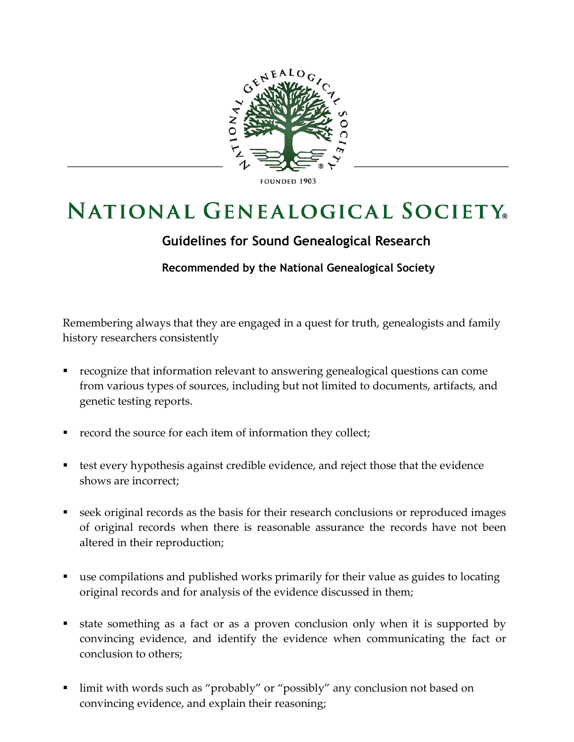# NATIONAL GENEALOGICAL SOCIETY®

FOUNDED 1903

## Guidelines for Sound Genealogical Research

**Recommended by the National Genealogical Society**

Remembering always that they are engaged in a quest for truth, genealogists and family history researchers consistently

- recognize that information relevant to answering genealogical questions can come from various types of sources, including but not limited to documents, artifacts, and genetic testing reports.
- record the source for each item of information they collect;
- test every hypothesis against credible evidence, and reject those that the evidence shows are incorrect;
- seek original records as the basis for their research conclusions or reproduced images of original records when there is reasonable assurance the records have not been altered in their reproduction;
- use compilations and published works primarily for their value as guides to locating original records and for analysis of the evidence discussed in them;
- state something as a fact or as a proven conclusion only when it is supported by convincing evidence, and identify the evidence when communicating the fact or conclusion to others;
- limit with words such as "probably" or "possibly" any conclusion not based on convincing evidence, and explain their reasoning;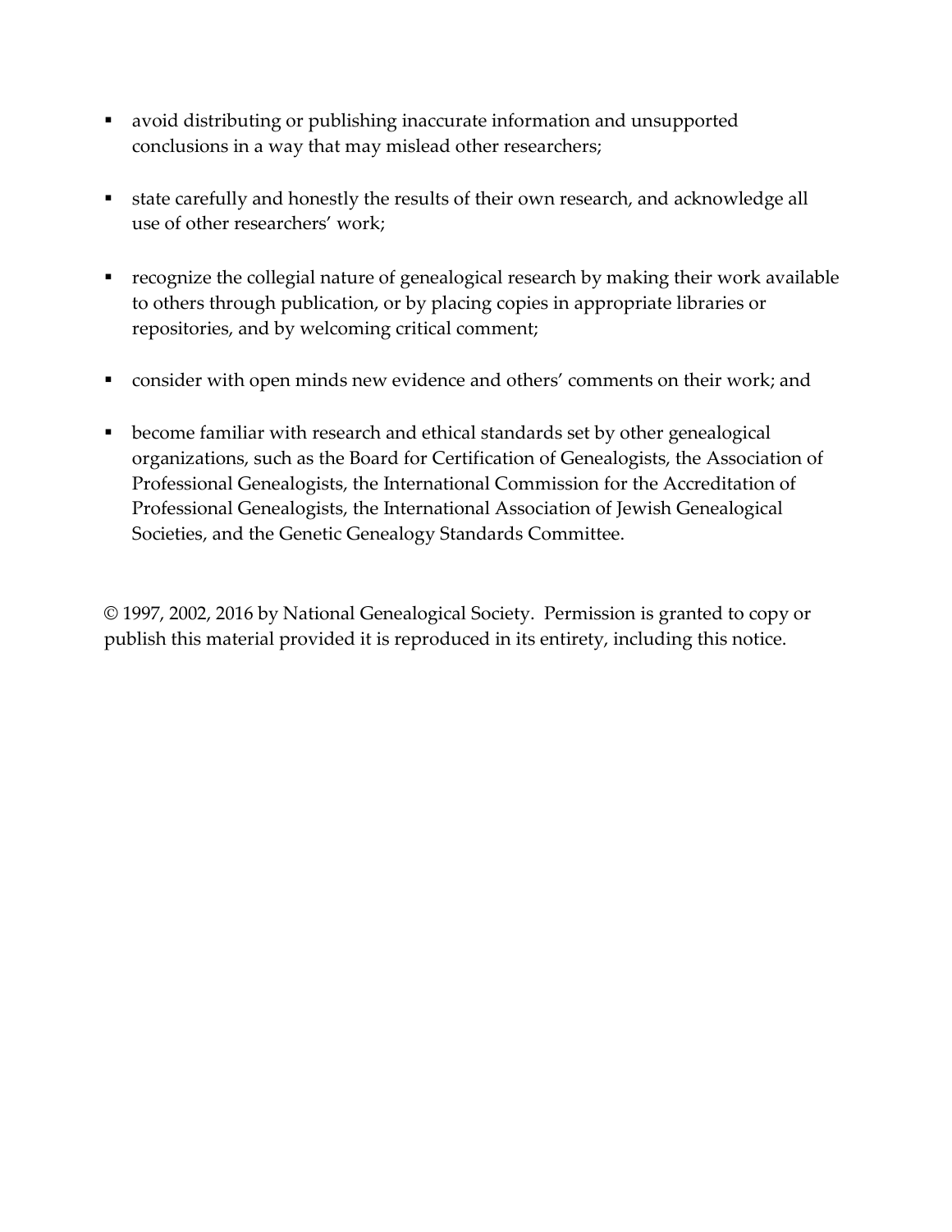- avoid distributing or publishing inaccurate information and unsupported conclusions in a way that may mislead other researchers;
- state carefully and honestly the results of their own research, and acknowledge all use of other researchers' work;
- recognize the collegial nature of genealogical research by making their work available to others through publication, or by placing copies in appropriate libraries or repositories, and by welcoming critical comment;
- consider with open minds new evidence and others' comments on their work; and
- become familiar with research and ethical standards set by other genealogical organizations, such as the Board for Certification of Genealogists, the Association of Professional Genealogists, the International Commission for the Accreditation of Professional Genealogists, the International Association of Jewish Genealogical Societies, and the Genetic Genealogy Standards Committee.

© 1997, 2002, 2016 by National Genealogical Society. Permission is granted to copy or publish this material provided it is reproduced in its entirety, including this notice.